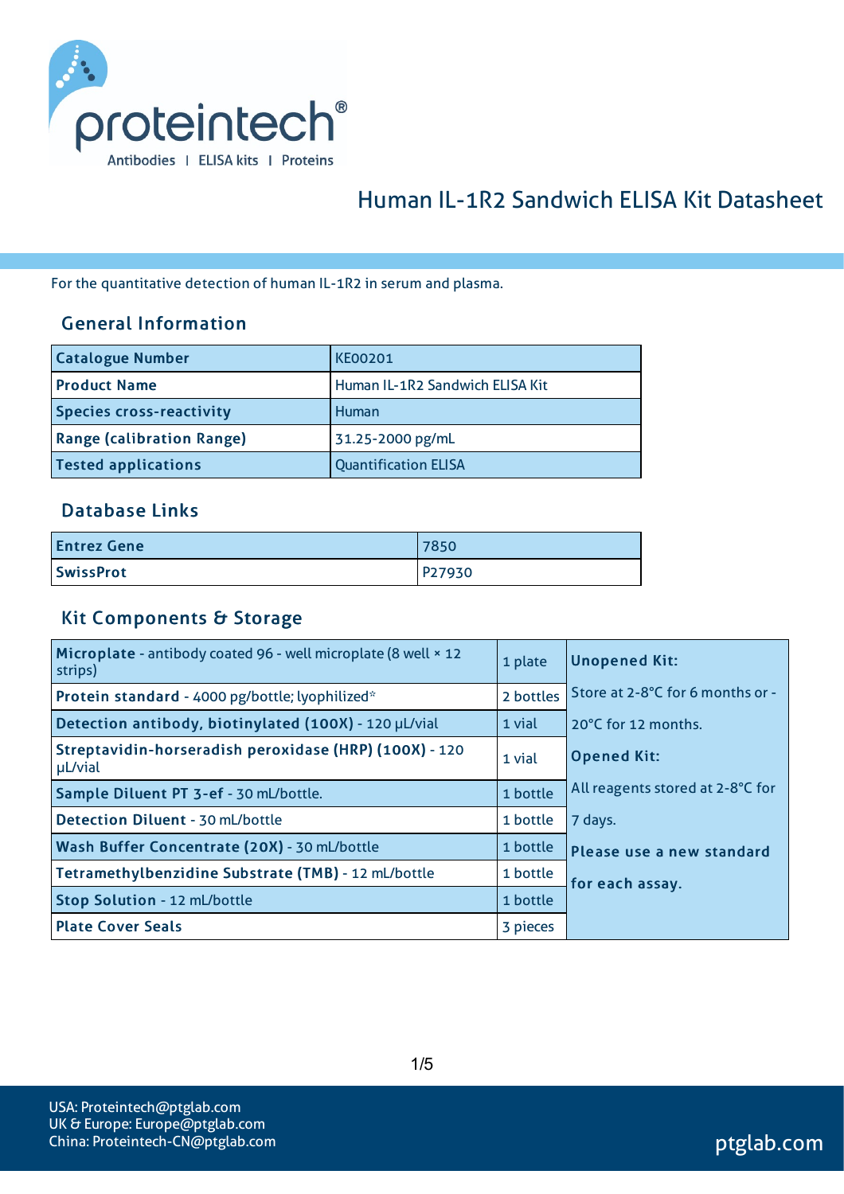proteintech®

Antibodies | ELISA kits | Proteins

# Human IL-1R2 Sandwich ELISA Kit Datasheet

For the quantitative detection of human IL-1R2 in serum and plasma.

## General Information

| Catalogue Number | KE00201 |
| --- | --- |
| Product Name | Human IL-1R2 Sandwich ELISA Kit |
| Species cross-reactivity | Human |
| Range (calibration Range) | 31.25-2000 pg/mL |
| Tested applications | Quantification ELISA |

## Database Links

| Entrez Gene | 7850 |
| --- | --- |
| SwissProt | P27930 |

## Kit Components & Storage

| Component | Quantity | Storage |
| --- | --- | --- |
| **Microplate** - antibody coated 96 - well microplate (8 well × 12 strips) | 1 plate | **Unopened Kit:** Store at 2-8°C for 6 months or -20°C for 12 months. **Opened Kit:** All reagents stored at 2-8°C for 7 days. **Please use a new standard for each assay.** |
| **Protein standard** - 4000 pg/bottle; lyophilized* | 2 bottles | |
| **Detection antibody, biotinylated (100X)** - 120 μL/vial | 1 vial | |
| **Streptavidin-horseradish peroxidase (HRP) (100X)** - 120 μL/vial | 1 vial | |
| **Sample Diluent PT 3-ef** - 30 mL/bottle. | 1 bottle | |
| **Detection Diluent** - 30 mL/bottle | 1 bottle | |
| **Wash Buffer Concentrate (20X)** - 30 mL/bottle | 1 bottle | |
| **Tetramethylbenzidine Substrate (TMB)** - 12 mL/bottle | 1 bottle | |
| **Stop Solution** - 12 mL/bottle | 1 bottle | |
| **Plate Cover Seals** | 3 pieces | |

USA: Proteintech@ptglab.com
UK & Europe: Europe@ptglab.com
China: Proteintech-CN@ptglab.com

ptglab.com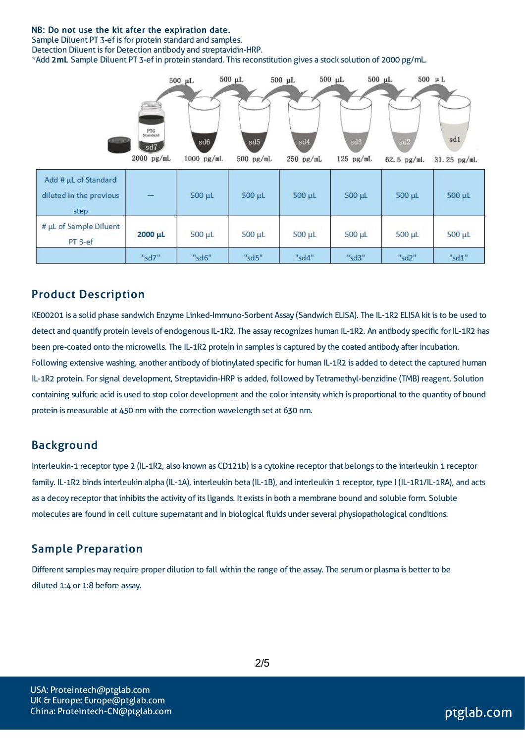**NB: Do not use the kit after the expiration date.**
Sample Diluent PT 3-ef is for protein standard and samples.
Detection Diluent is for Detection antibody and streptavidin-HRP.
*Add **2mL** Sample Diluent PT 3-ef in protein standard. This reconstitution gives a stock solution of 2000 pg/mL.

| | 2000 pg/mL | 1000 pg/mL | 500 pg/mL | 250 pg/mL | 125 pg/mL | 62.5 pg/mL | 31.25 pg/mL |
|---|---|---|---|---|---|---|---|
| Add # µL of Standard diluted in the previous step | — | 500 µL | 500 µL | 500 µL | 500 µL | 500 µL | 500 µL |
| # µL of Sample Diluent PT 3-ef | **2000 µL** | 500 µL | 500 µL | 500 µL | 500 µL | 500 µL | 500 µL |
| | "sd7" | "sd6" | "sd5" | "sd4" | "sd3" | "sd2" | "sd1" |

## Product Description

KE00201 is a solid phase sandwich Enzyme Linked-Immuno-Sorbent Assay (Sandwich ELISA). The IL-1R2 ELISA kit is to be used to detect and quantify protein levels of endogenous IL-1R2. The assay recognizes human IL-1R2. An antibody specific for IL-1R2 has been pre-coated onto the microwells. The IL-1R2 protein in samples is captured by the coated antibody after incubation. Following extensive washing, another antibody of biotinylated specific for human IL-1R2 is added to detect the captured human IL-1R2 protein. For signal development, Streptavidin-HRP is added, followed by Tetramethyl-benzidine (TMB) reagent. Solution containing sulfuric acid is used to stop color development and the color intensity which is proportional to the quantity of bound protein is measurable at 450 nm with the correction wavelength set at 630 nm.

## Background

Interleukin-1 receptor type 2 (IL-1R2, also known as CD121b) is a cytokine receptor that belongs to the interleukin 1 receptor family. IL-1R2 binds interleukin alpha (IL-1A), interleukin beta (IL-1B), and interleukin 1 receptor, type I (IL-1R1/IL-1RA), and acts as a decoy receptor that inhibits the activity of its ligands. It exists in both a membrane bound and soluble form. Soluble molecules are found in cell culture supernatant and in biological fluids under several physiopathological conditions.

## Sample Preparation

Different samples may require proper dilution to fall within the range of the assay. The serum or plasma is better to be diluted 1:4 or 1:8 before assay.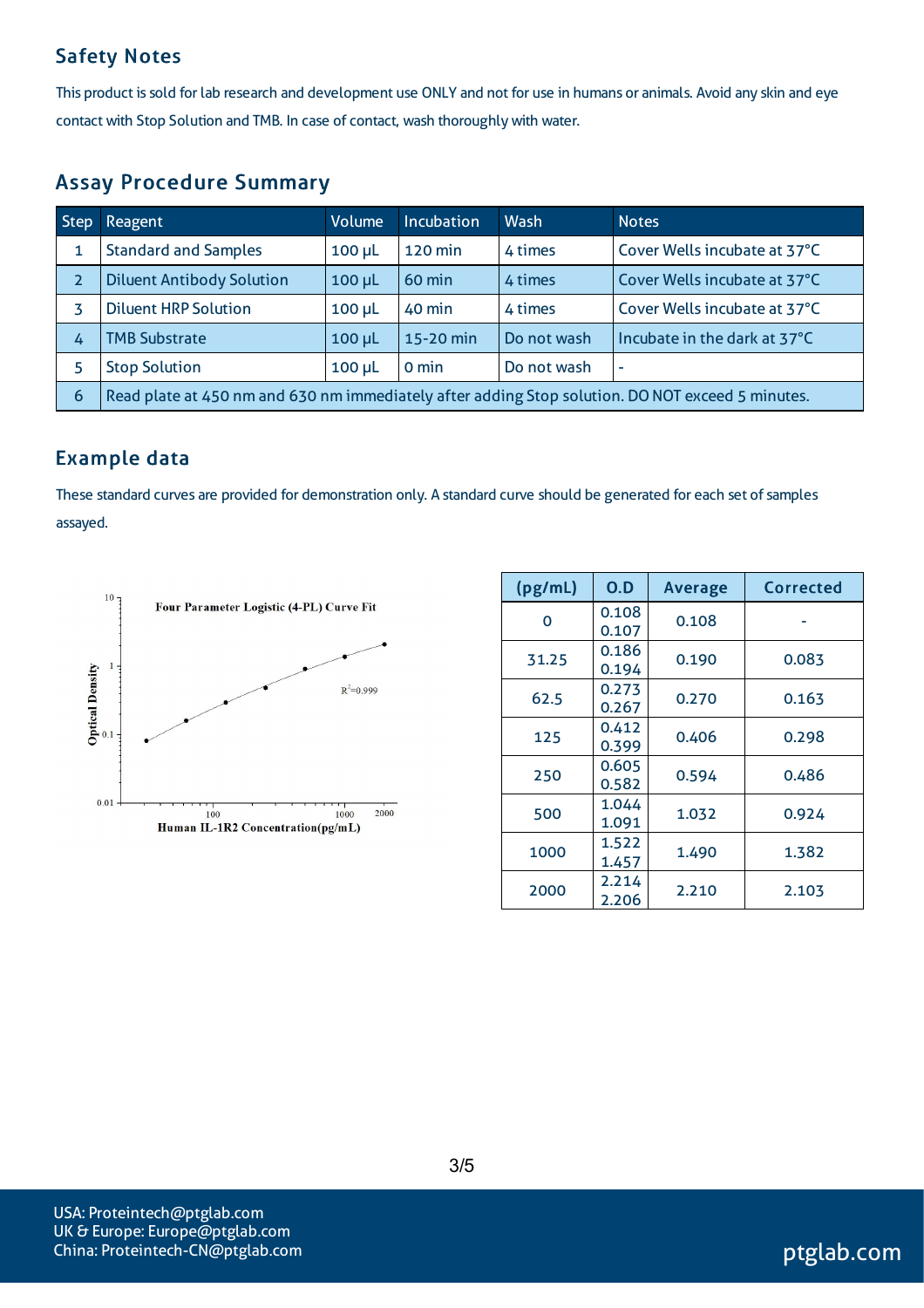## Safety Notes

This product is sold for lab research and development use ONLY and not for use in humans or animals. Avoid any skin and eye contact with Stop Solution and TMB. In case of contact, wash thoroughly with water.

## Assay Procedure Summary

| Step | Reagent | Volume | Incubation | Wash | Notes |
|---|---|---|---|---|---|
| 1 | Standard and Samples | 100 μL | 120 min | 4 times | Cover Wells incubate at 37°C |
| 2 | Diluent Antibody Solution | 100 μL | 60 min | 4 times | Cover Wells incubate at 37°C |
| 3 | Diluent HRP Solution | 100 μL | 40 min | 4 times | Cover Wells incubate at 37°C |
| 4 | TMB Substrate | 100 μL | 15-20 min | Do not wash | Incubate in the dark at 37°C |
| 5 | Stop Solution | 100 μL | 0 min | Do not wash | - |
| 6 | Read plate at 450 nm and 630 nm immediately after adding Stop solution. DO NOT exceed 5 minutes. | | | | |

## Example data

These standard curves are provided for demonstration only. A standard curve should be generated for each set of samples assayed.

Four Parameter Logistic (4-PL) Curve Fit

$R^2$=0.999

Optical Density vs. Human IL-1R2 Concentration(pg/mL)

| (pg/mL) | O.D | Average | Corrected |
|---|---|---|---|
| 0 | 0.108<br>0.107 | 0.108 | - |
| 31.25 | 0.186<br>0.194 | 0.190 | 0.083 |
| 62.5 | 0.273<br>0.267 | 0.270 | 0.163 |
| 125 | 0.412<br>0.399 | 0.406 | 0.298 |
| 250 | 0.605<br>0.582 | 0.594 | 0.486 |
| 500 | 1.044<br>1.091 | 1.032 | 0.924 |
| 1000 | 1.522<br>1.457 | 1.490 | 1.382 |
| 2000 | 2.214<br>2.206 | 2.210 | 2.103 |

USA: Proteintech@ptglab.com
UK & Europe: Europe@ptglab.com
China: Proteintech-CN@ptglab.com

ptglab.com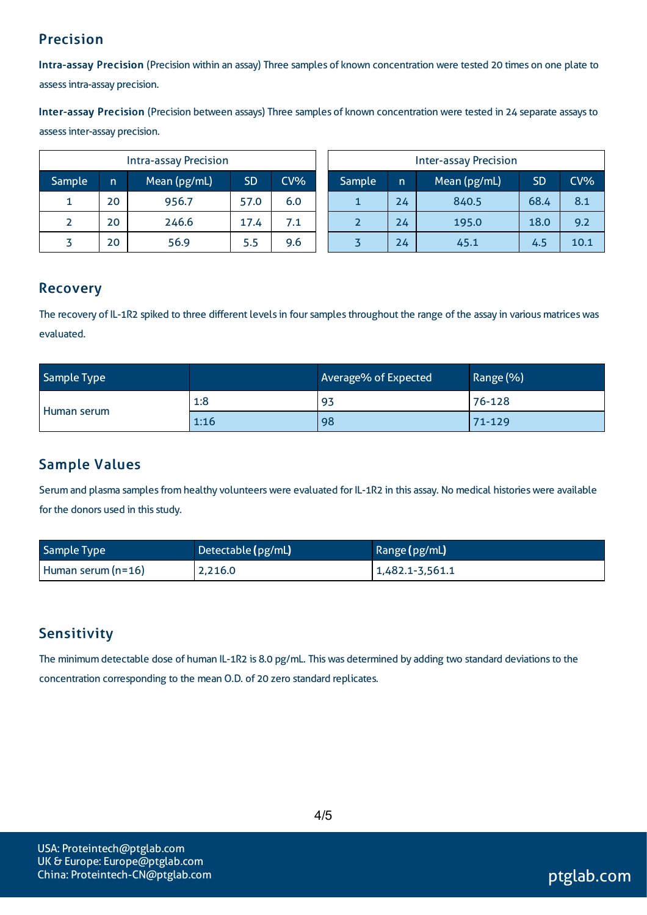## Precision

**Intra-assay Precision** (Precision within an assay) Three samples of known concentration were tested 20 times on one plate to assess intra-assay precision.

**Inter-assay Precision** (Precision between assays) Three samples of known concentration were tested in 24 separate assays to assess inter-assay precision.

| Intra-assay Precision | | | | |
|---|---|---|---|---|
| Sample | n | Mean (pg/mL) | SD | CV% |
| 1 | 20 | 956.7 | 57.0 | 6.0 |
| 2 | 20 | 246.6 | 17.4 | 7.1 |
| 3 | 20 | 56.9 | 5.5 | 9.6 |

| Inter-assay Precision | | | | |
|---|---|---|---|---|
| Sample | n | Mean (pg/mL) | SD | CV% |
| 1 | 24 | 840.5 | 68.4 | 8.1 |
| 2 | 24 | 195.0 | 18.0 | 9.2 |
| 3 | 24 | 45.1 | 4.5 | 10.1 |

## Recovery

The recovery of IL-1R2 spiked to three different levels in four samples throughout the range of the assay in various matrices was evaluated.

| Sample Type | | Average% of Expected | Range (%) |
|---|---|---|---|
| Human serum | 1:8 | 93 | 76-128 |
| | 1:16 | 98 | 71-129 |

## Sample Values

Serum and plasma samples from healthy volunteers were evaluated for IL-1R2 in this assay. No medical histories were available for the donors used in this study.

| Sample Type | Detectable (pg/mL) | Range (pg/mL) |
|---|---|---|
| Human serum (n=16) | 2,216.0 | 1,482.1-3,561.1 |

## Sensitivity

The minimum detectable dose of human IL-1R2 is 8.0 pg/mL. This was determined by adding two standard deviations to the concentration corresponding to the mean O.D. of 20 zero standard replicates.

USA: Proteintech@ptglab.com
UK & Europe: Europe@ptglab.com
China: Proteintech-CN@ptglab.com

ptglab.com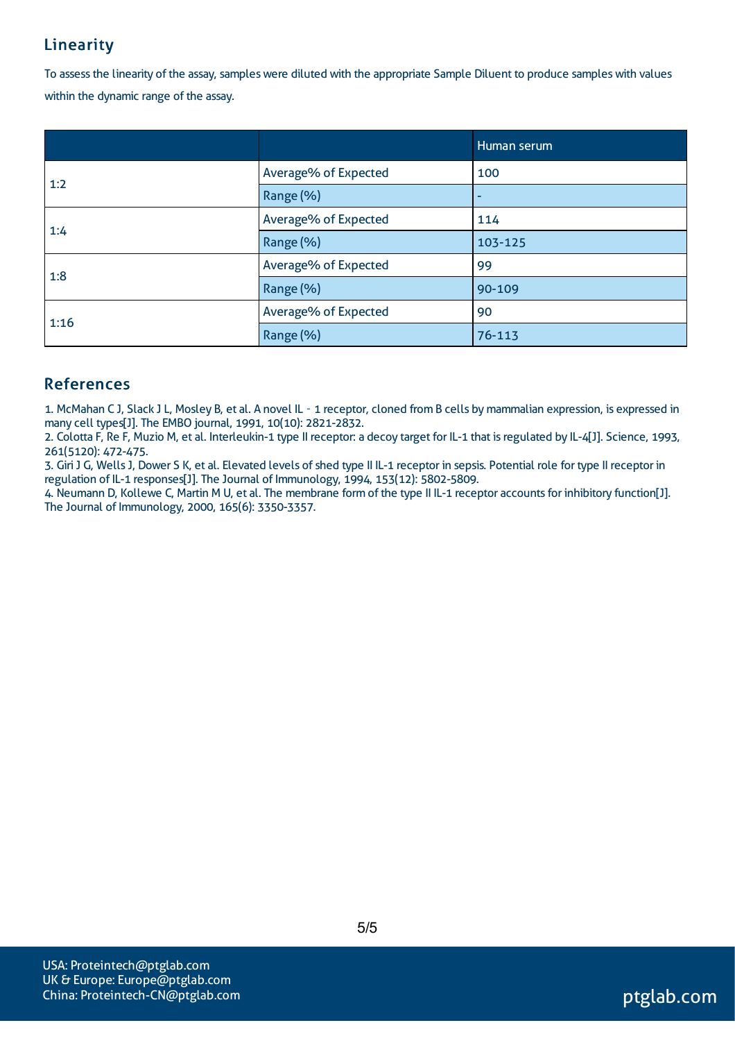## Linearity

To assess the linearity of the assay, samples were diluted with the appropriate Sample Diluent to produce samples with values within the dynamic range of the assay.

| | | Human serum |
|---|---|---|
| 1:2 | Average% of Expected | 100 |
| | Range (%) | - |
| 1:4 | Average% of Expected | 114 |
| | Range (%) | 103-125 |
| 1:8 | Average% of Expected | 99 |
| | Range (%) | 90-109 |
| 1:16 | Average% of Expected | 90 |
| | Range (%) | 76-113 |

## References

1. McMahan C J, Slack J L, Mosley B, et al. A novel IL - 1 receptor, cloned from B cells by mammalian expression, is expressed in many cell types[J]. The EMBO journal, 1991, 10(10): 2821-2832.
2. Colotta F, Re F, Muzio M, et al. Interleukin-1 type II receptor: a decoy target for IL-1 that is regulated by IL-4[J]. Science, 1993, 261(5120): 472-475.
3. Giri J G, Wells J, Dower S K, et al. Elevated levels of shed type II IL-1 receptor in sepsis. Potential role for type II receptor in regulation of IL-1 responses[J]. The Journal of Immunology, 1994, 153(12): 5802-5809.
4. Neumann D, Kollewe C, Martin M U, et al. The membrane form of the type II IL-1 receptor accounts for inhibitory function[J]. The Journal of Immunology, 2000, 165(6): 3350-3357.

USA: Proteintech@ptglab.com
UK & Europe: Europe@ptglab.com
China: Proteintech-CN@ptglab.com

ptglab.com